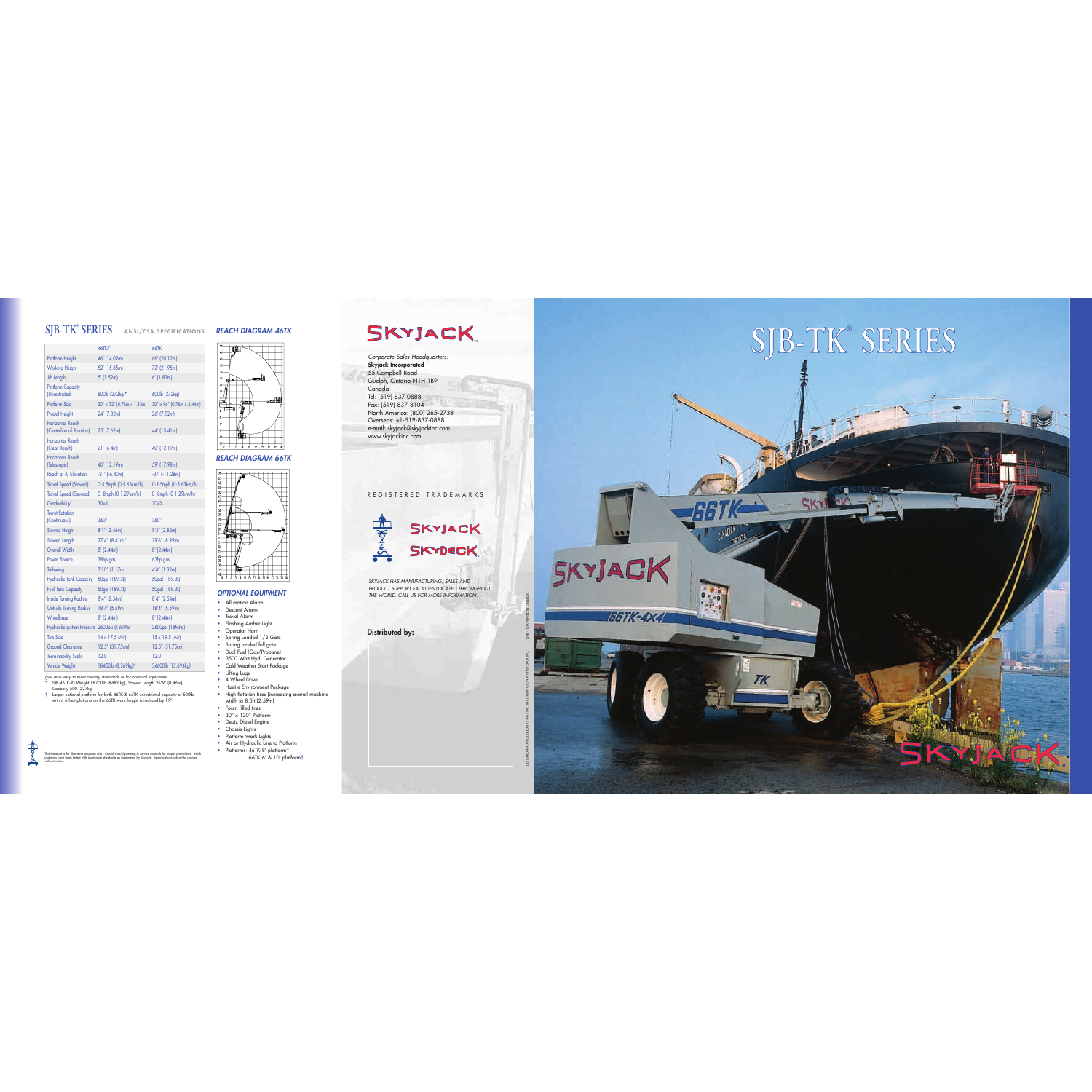# SJB-TK® SERIES

## ANSI/CSA SPECIFICATIONS

| | 46TK/* | 66TK |
|---|---|---|
| Platform Height | 46' (14.02m) | 66' (20.12m) |
| Working Height | 52' (15.85m) | 72' (21.95m) |
| Jib Length | 5' (1.52m) | 6' (1.83m) |
| Platform Capacity (Unrestricted) | 600lb (272kg)* | 600lb (272kg) |
| Platform Size | 30" x 72" (0.76m x 1.83m) | 30" x 96" (0.76m x 2.44m) |
| Pivotal Height | 24' (7.32m) | 26' (7.92m) |
| Horizontal Reach (Centerline of Rotation) | 25' (7.62m) | 44' (13.41m) |
| Horizontal Reach (Clear Reach) | 21' (6.4m) | 40' (12.19m) |
| Horizontal Reach (Telescopic) | 40' (12.19m) | 59' (17.98m) |
| Reach at -0 Elevation | -21' (-6.40m) | -37' (-11.28m) |
| Travel Speed (Stowed) | 0-3.5mph (0-5.63km/h) | 0-3.5mph (0-5.63km/h) |
| Travel Speed (Elevated) | 0-.8mph (0-1.29km/h) | 0-.8mph (0-1.29km/h) |
| Gradeability | 30+% | 30+% |
| Turret Rotation (Continuous) | 360° | 360° |
| Stowed Height | 8'1" (2.46m) | 9'3" (2.82m) |
| Stowed Length | 27'4" (8.41m)* | 29'6" (8.99m) |
| Overall Width | 8' (2.44m) | 8' (2.44m) |
| Power Source | 38hp gas | 63hp gas |
| Tailswing | 3'10" (1.17m) | 4'4" (1.32m) |
| Hydraulic Tank Capacity | 50gal (189.3L) | 50gal (189.3L) |
| Fuel Tank Capacity | 50gal (189.3L) | 50gal (189.3L) |
| Inside Turning Radius | 8'4" (2.54m) | 8'4" (2.54m) |
| Outside Turning Radius | 18'4" (5.59m) | 18'4" (5.59m) |
| Wheelbase | 8' (2.44m) | 8' (2.44m) |
| Hydraulic system Pressure | 2600psi (18MPa) | 2600psi (18MPa) |
| Tire Size | 14 x 17.5 (Air) | 15 x 19.5 (Air) |
| Ground Clearance | 12.5" (31.75cm) | 12.5" (31.75cm) |
| Terrainability Scale | 12.0 | 12.0 |
| Vehicle Weight | 18450lb (8,369kg)* | 34600lb (15,694kg) |

gvw may vary to meet country standards or for optional equipment
* SJB-46TK-RJ Weight 18700lb (8482 kg), Stowed Length 26'9" (8.46m), Capacity 500 (227kg)
† Larger optional platform for both 46TK & 66TK unrestricted capacity of 500lb, with a 6 foot platform on the 66TK work height is reduced by 19".

This literature is for illustrative purposes only. Consult Parts/Operating & Service manuals for proper procedures. Work platforms have been tested with applicable standards as interpreted by Skyjack. Specifications subject to change without notice.

### REACH DIAGRAM 46TK

### REACH DIAGRAM 66TK

### OPTIONAL EQUIPMENT

- All motion Alarm
- Descent Alarm
- Travel Alarm
- Flashing Amber Light
- Operator Horn
- Spring Loaded 1/2 Gate
- Spring loaded full gate
- Dual Fuel (Gas/Propane)
- 3500 Watt Hyd. Generator
- Cold Weather Start Package
- Lifting Lugs
- 4 Wheel Drive
- Hostile Environment Package
- High flotation tires (increasing overall machine width to 8.5ft (2.59m)
- Foam filled tires
- 30" x 120" Platform
- Deutz Diesel Engine
- Chassis Lights
- Platform Work Lights
- Air or Hydraulic Line to Platform
- Platforms: 46TK-8' platform†
  66TK-6' & 10' platform†

SKYJACK

*Corporate Sales Headquarters:*
**Skyjack Incorporated**
55 Campbell Road
Guelph, Ontario N1H 1B9
Canada
Tel: (519) 837-0888
Fax: (519) 837-8104
North America: (800) 265-2738
Overseas: +1-519-837-0888
e-mail: skyjack@skyjackinc.com
www.skyjackinc.com

REGISTERED TRADEMARKS

SKYJACK
SKYDECK

*SKYJACK HAS MANUFACTURING, SALES AND PRODUCT SUPPORT FACILITIES LOCATED THROUGHOUT THE WORLD. CALL US FOR MORE INFORMATION.*

**Distributed by:**

# SJB-TK® SERIES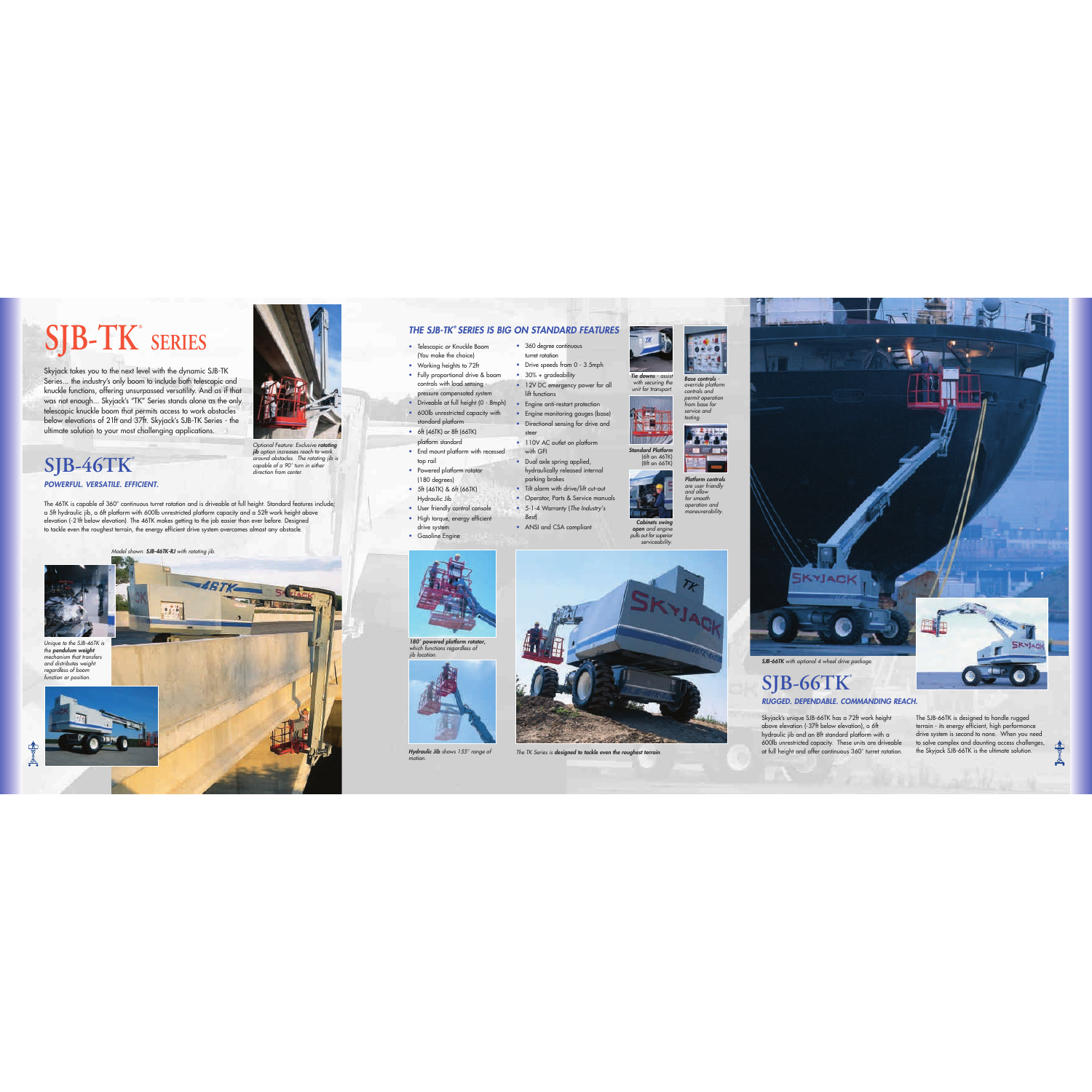# SJB-TK® SERIES

Skyjack takes you to the next level with the dynamic SJB-TK Series... the industry's only boom to include both telescopic and knuckle functions, offering unsurpassed versatility. And as if that was not enough... Skyjack's "TK" Series stands alone as the only telescopic knuckle boom that permits access to work obstacles below elevations of 21ft and 37ft. Skyjack's SJB-TK Series - the ultimate solution to your most challenging applications.

*Optional Feature: Exclusive **rotating jib** option increases reach to work around obstacles. The rotating jib is capable of a 90° turn in either direction from center.*

## SJB-46TK®

***POWERFUL. VERSATILE. EFFICIENT.***

The 46TK is capable of 360° continuous turret rotation and is driveable at full height. Standard features include; a 5ft hydraulic jib, a 6ft platform with 600lb unrestricted platform capacity and a 52ft work height above elevation (-21ft below elevation). The 46TK makes getting to the job easier than ever before. Designed to tackle even the roughest terrain, the energy efficient drive system overcomes almost any obstacle.

*Model shown: **SJB-46TK-RJ** with rotating jib.*

*Unique to the SJB-46TK is the **pendulum weight** mechanism that transfers and distributes weight regardless of boom function or position.*

### *THE SJB-TK® SERIES IS BIG ON STANDARD FEATURES*

- Telescopic or Knuckle Boom (You make the choice)
- Working heights to 72ft
- Fully proportional drive & boom controls with load sensing - pressure compensated system
- Driveable at full height (0 - 8mph)
- 600lb unrestricted capacity with standard platform
- 6ft (46TK) or 8ft (66TK) platform standard
- End mount platform with recessed top rail
- Powered platform rotator (180 degrees)
- 5ft (46TK) & 6ft (66TK) Hydraulic Jib
- User friendly control console
- High torque, energy efficient drive system
- Gasoline Engine
- 360 degree continuous turret rotation
- Drive speeds from 0 - 3.5mph
- 30% + gradeability
- 12V DC emergency power for all lift functions
- Engine anti-restart protection
- Engine monitoring gauges (base)
- Directional sensing for drive and steer
- 110V AC outlet on platform with GFI
- Dual axle spring applied, hydraulically released internal parking brakes
- Tilt alarm with drive/lift cut-out
- Operator, Parts & Service manuals
- 5-1-4 Warranty (*The Industry's Best*)
- ANSI and CSA compliant

***Tie downs** - assist with securing the unit for transport.*

***Base controls** - override platform controls and permit operation from base for service and testing.*

***Standard Platform** (6ft on 46TK) (8ft on 66TK)*

***Platform controls** are user friendly and allow for smooth operation and maneuverability.*

***Cabinets swing open** and engine pulls out for superior serviceability.*

***180° powered platform rotator,** which functions regardless of jib location.*

***Hydraulic Jib** shows 155° range of motion.*

*The TK Series is **designed to tackle even the roughest terrain.***

***SJB-66TK** with optional 4 wheel drive package.*

## SJB-66TK®

***RUGGED. DEPENDABLE. COMMANDING REACH.***

Skyjack's unique SJB-66TK has a 72ft work height above elevation (-37ft below elevation), a 6ft hydraulic jib and an 8ft standard platform with a 600lb unrestricted capacity. These units are driveable at full height and offer continuous 360° turret rotation.

The SJB-66TK is designed to handle rugged terrain - its energy efficient, high performance drive system is second to none. When you need to solve complex and daunting access challenges, the Skyjack SJB-66TK is the ultimate solution.